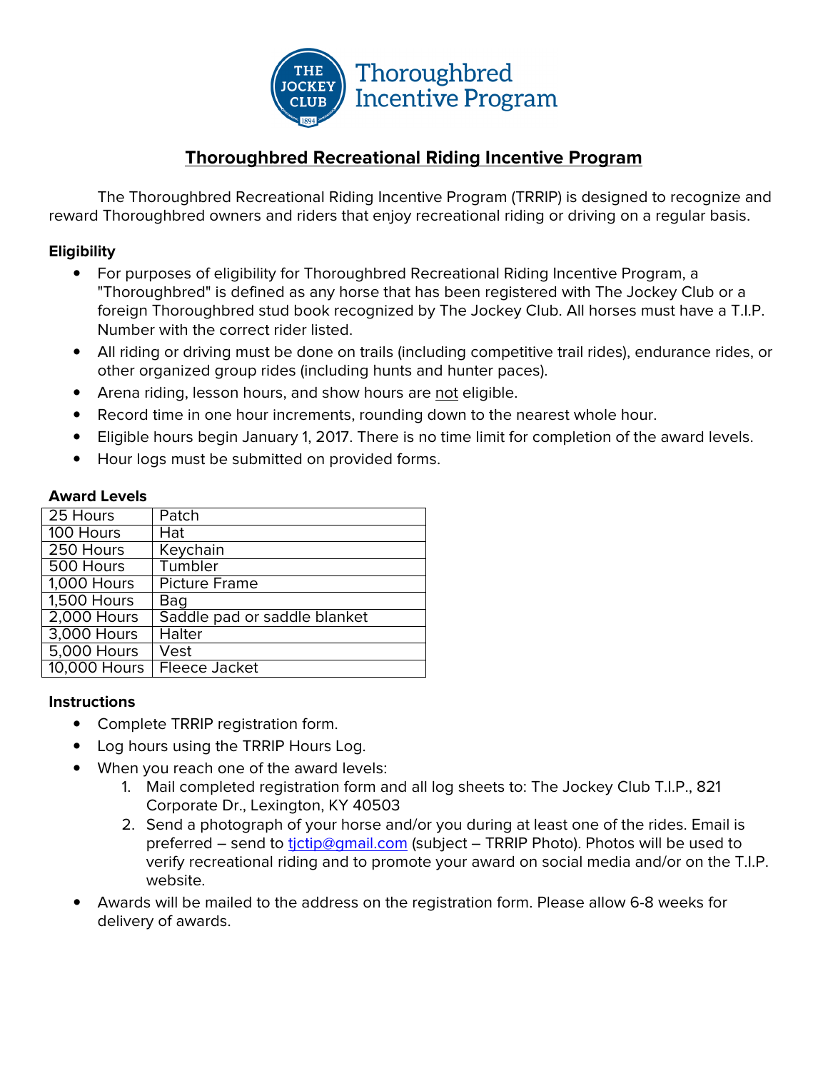THE JOCKEY CLUB 1894 Thoroughbred Incentive Program

# Thoroughbred Recreational Riding Incentive Program

The Thoroughbred Recreational Riding Incentive Program (TRRIP) is designed to recognize and reward Thoroughbred owners and riders that enjoy recreational riding or driving on a regular basis.

### Eligibility

- For purposes of eligibility for Thoroughbred Recreational Riding Incentive Program, a "Thoroughbred" is defined as any horse that has been registered with The Jockey Club or a foreign Thoroughbred stud book recognized by The Jockey Club. All horses must have a T.I.P. Number with the correct rider listed.
- All riding or driving must be done on trails (including competitive trail rides), endurance rides, or other organized group rides (including hunts and hunter paces).
- Arena riding, lesson hours, and show hours are not eligible.
- Record time in one hour increments, rounding down to the nearest whole hour.
- Eligible hours begin January 1, 2017. There is no time limit for completion of the award levels.
- Hour logs must be submitted on provided forms.

### Award Levels

| Hours | Award |
|---|---|
| 25 Hours | Patch |
| 100 Hours | Hat |
| 250 Hours | Keychain |
| 500 Hours | Tumbler |
| 1,000 Hours | Picture Frame |
| 1,500 Hours | Bag |
| 2,000 Hours | Saddle pad or saddle blanket |
| 3,000 Hours | Halter |
| 5,000 Hours | Vest |
| 10,000 Hours | Fleece Jacket |

### Instructions

- Complete TRRIP registration form.
- Log hours using the TRRIP Hours Log.
- When you reach one of the award levels:
  1. Mail completed registration form and all log sheets to: The Jockey Club T.I.P., 821 Corporate Dr., Lexington, KY 40503
  2. Send a photograph of your horse and/or you during at least one of the rides. Email is preferred – send to tjctip@gmail.com (subject – TRRIP Photo). Photos will be used to verify recreational riding and to promote your award on social media and/or on the T.I.P. website.
- Awards will be mailed to the address on the registration form. Please allow 6-8 weeks for delivery of awards.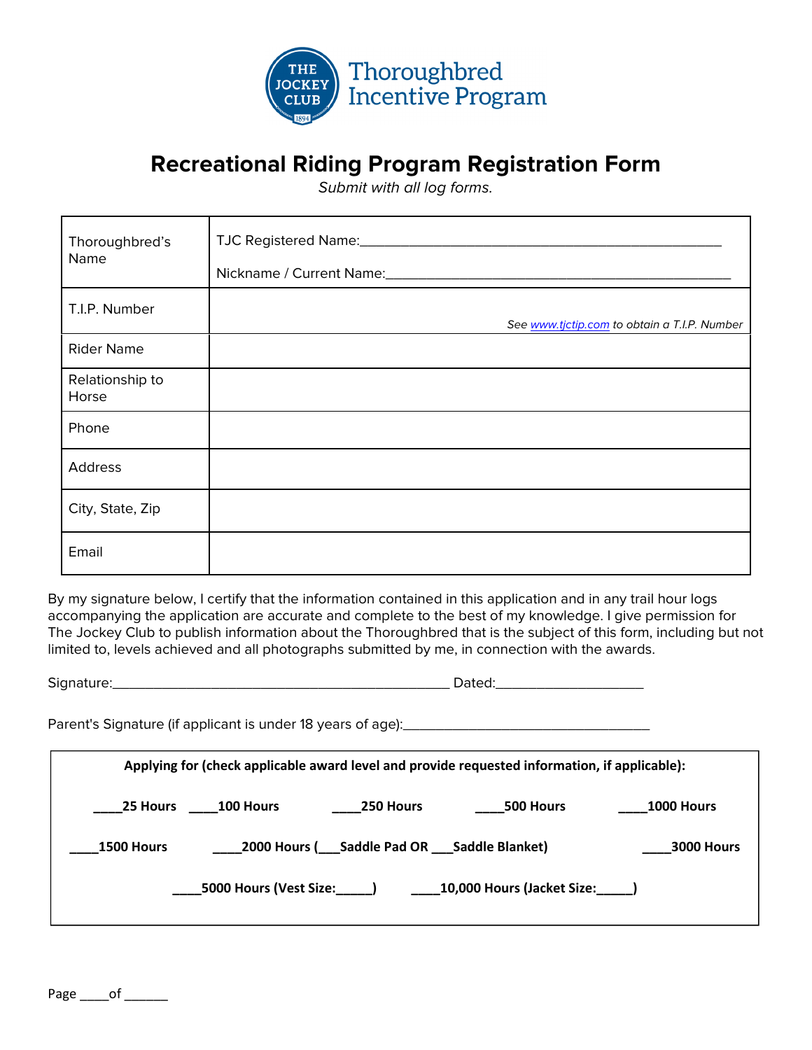The Jockey Club Thoroughbred Incentive Program

# Recreational Riding Program Registration Form

*Submit with all log forms.*

| | |
|---|---|
| Thoroughbred's Name | TJC Registered Name:\_\_\_\_\_\_\_\_\_\_\_\_\_\_\_\_\_\_\_\_\_\_\_\_\_\_\_\_\_\_\_\_\_\_\_\_\_\_\_\_\_\_\_\_\_\_\_\_\_<br>Nickname / Current Name:\_\_\_\_\_\_\_\_\_\_\_\_\_\_\_\_\_\_\_\_\_\_\_\_\_\_\_\_\_\_\_\_\_\_\_\_\_\_\_\_\_\_\_\_\_\_\_\_\_ |
| T.I.P. Number | *See www.tjctip.com to obtain a T.I.P. Number* |
| Rider Name | |
| Relationship to Horse | |
| Phone | |
| Address | |
| City, State, Zip | |
| Email | |

By my signature below, I certify that the information contained in this application and in any trail hour logs accompanying the application are accurate and complete to the best of my knowledge. I give permission for The Jockey Club to publish information about the Thoroughbred that is the subject of this form, including but not limited to, levels achieved and all photographs submitted by me, in connection with the awards.

Signature:\_\_\_\_\_\_\_\_\_\_\_\_\_\_\_\_\_\_\_\_\_\_\_\_\_\_\_\_\_\_\_\_\_\_\_\_\_\_\_\_\_\_\_\_\_\_\_ Dated:\_\_\_\_\_\_\_\_\_\_\_\_\_\_\_\_\_\_\_\_

Parent's Signature (if applicant is under 18 years of age):\_\_\_\_\_\_\_\_\_\_\_\_\_\_\_\_\_\_\_\_\_\_\_\_\_\_\_\_\_\_\_\_\_\_

**Applying for (check applicable award level and provide requested information, if applicable):**

**\_\_\_\_25 Hours** **\_\_\_\_100 Hours** **\_\_\_\_250 Hours** **\_\_\_\_500 Hours** **\_\_\_\_1000 Hours**

**\_\_\_\_1500 Hours** **\_\_\_\_2000 Hours (\_\_\_Saddle Pad OR \_\_\_Saddle Blanket)** **\_\_\_\_3000 Hours**

**\_\_\_\_5000 Hours (Vest Size:\_\_\_\_\_)** **\_\_\_\_10,000 Hours (Jacket Size:\_\_\_\_\_)**

Page \_\_\_\_of \_\_\_\_\_\_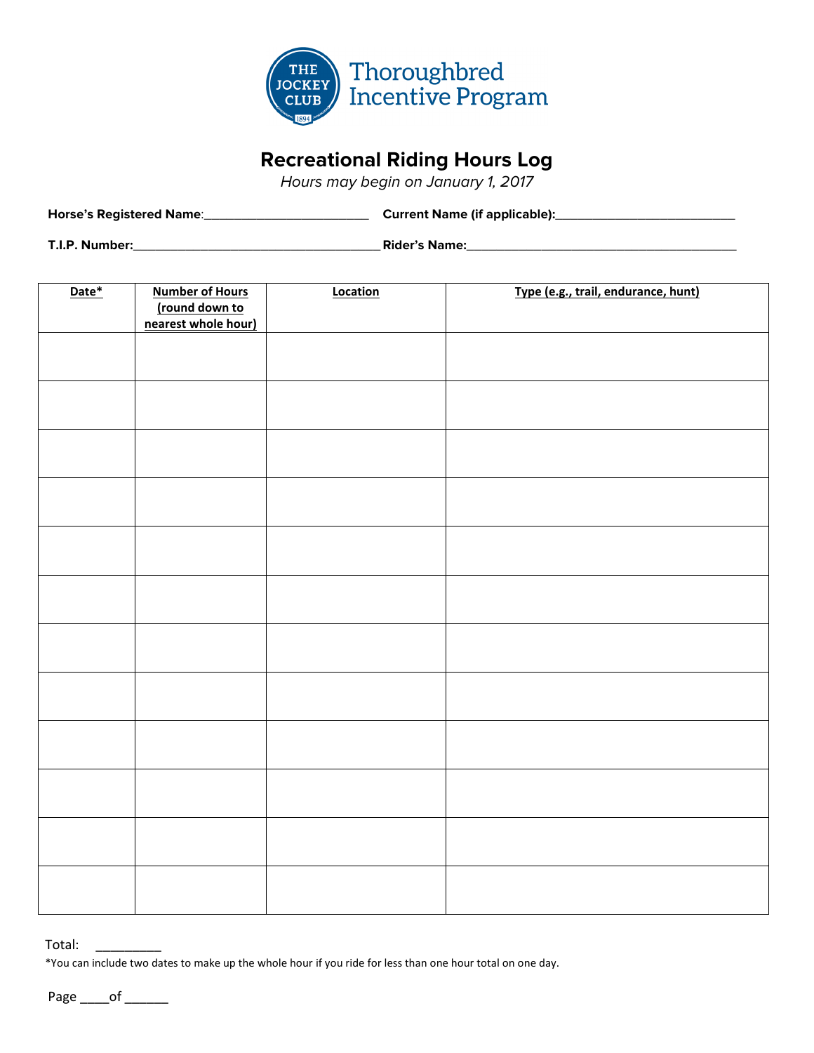The Jockey Club Thoroughbred Incentive Program

# Recreational Riding Hours Log

*Hours may begin on January 1, 2017*

**Horse's Registered Name**:________________________ **Current Name (if applicable):**__________________________

**T.I.P. Number:**___________________________________ **Rider's Name:**_______________________________________

| Date* | Number of Hours (round down to nearest whole hour) | Location | Type (e.g., trail, endurance, hunt) |
|---|---|---|---|
| | | | |
| | | | |
| | | | |
| | | | |
| | | | |
| | | | |
| | | | |
| | | | |
| | | | |
| | | | |
| | | | |
| | | | |

Total: _________

*You can include two dates to make up the whole hour if you ride for less than one hour total on one day.

Page ____of ______